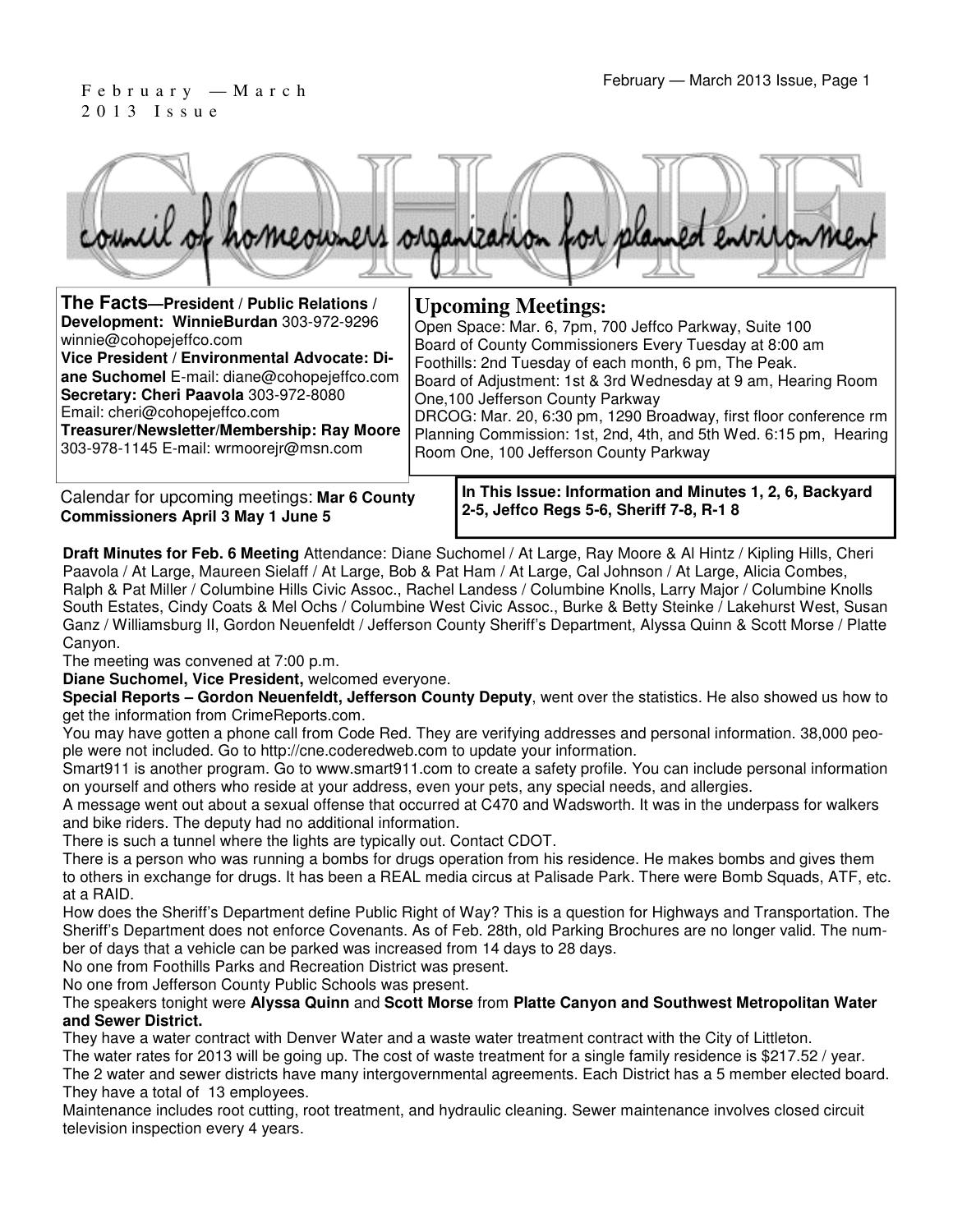February — March 2013 Issue

# COHOPE

council of homeowners organization for planned environment

**The Facts—President / Public Relations / Development: WinnieBurdan** 303-972-9296 winnie@cohopejeffco.com
**Vice President / Environmental Advocate: Diane Suchomel** E-mail: diane@cohopejeffco.com
**Secretary: Cheri Paavola** 303-972-8080 Email: cheri@cohopejeffco.com
**Treasurer/Newsletter/Membership: Ray Moore** 303-978-1145 E-mail: wrmoorejr@msn.com

## Upcoming Meetings:

Open Space: Mar. 6, 7pm, 700 Jeffco Parkway, Suite 100
Board of County Commissioners Every Tuesday at 8:00 am
Foothills: 2nd Tuesday of each month, 6 pm, The Peak.
Board of Adjustment: 1st & 3rd Wednesday at 9 am, Hearing Room One,100 Jefferson County Parkway
DRCOG: Mar. 20, 6:30 pm, 1290 Broadway, first floor conference rm
Planning Commission: 1st, 2nd, 4th, and 5th Wed. 6:15 pm, Hearing Room One, 100 Jefferson County Parkway

Calendar for upcoming meetings: **Mar 6 County Commissioners April 3 May 1 June 5**

**In This Issue: Information and Minutes 1, 2, 6, Backyard 2-5, Jeffco Regs 5-6, Sheriff 7-8, R-1 8**

**Draft Minutes for Feb. 6 Meeting** Attendance: Diane Suchomel / At Large, Ray Moore & Al Hintz / Kipling Hills, Cheri Paavola / At Large, Maureen Sielaff / At Large, Bob & Pat Ham / At Large, Cal Johnson / At Large, Alicia Combes, Ralph & Pat Miller / Columbine Hills Civic Assoc., Rachel Landess / Columbine Knolls, Larry Major / Columbine Knolls South Estates, Cindy Coats & Mel Ochs / Columbine West Civic Assoc., Burke & Betty Steinke / Lakehurst West, Susan Ganz / Williamsburg II, Gordon Neuenfeldt / Jefferson County Sheriff's Department, Alyssa Quinn & Scott Morse / Platte Canyon.

The meeting was convened at 7:00 p.m.

**Diane Suchomel, Vice President,** welcomed everyone.

**Special Reports – Gordon Neuenfeldt, Jefferson County Deputy**, went over the statistics. He also showed us how to get the information from CrimeReports.com.

You may have gotten a phone call from Code Red. They are verifying addresses and personal information. 38,000 people were not included. Go to http://cne.coderedweb.com to update your information.

Smart911 is another program. Go to www.smart911.com to create a safety profile. You can include personal information on yourself and others who reside at your address, even your pets, any special needs, and allergies.

A message went out about a sexual offense that occurred at C470 and Wadsworth. It was in the underpass for walkers and bike riders. The deputy had no additional information.

There is such a tunnel where the lights are typically out. Contact CDOT.

There is a person who was running a bombs for drugs operation from his residence. He makes bombs and gives them to others in exchange for drugs. It has been a REAL media circus at Palisade Park. There were Bomb Squads, ATF, etc. at a RAID.

How does the Sheriff's Department define Public Right of Way? This is a question for Highways and Transportation. The Sheriff's Department does not enforce Covenants. As of Feb. 28th, old Parking Brochures are no longer valid. The number of days that a vehicle can be parked was increased from 14 days to 28 days.

No one from Foothills Parks and Recreation District was present.

No one from Jefferson County Public Schools was present.

The speakers tonight were **Alyssa Quinn** and **Scott Morse** from **Platte Canyon and Southwest Metropolitan Water and Sewer District.**

They have a water contract with Denver Water and a waste water treatment contract with the City of Littleton.

The water rates for 2013 will be going up. The cost of waste treatment for a single family residence is $217.52 / year.

The 2 water and sewer districts have many intergovernmental agreements. Each District has a 5 member elected board. They have a total of 13 employees.

Maintenance includes root cutting, root treatment, and hydraulic cleaning. Sewer maintenance involves closed circuit television inspection every 4 years.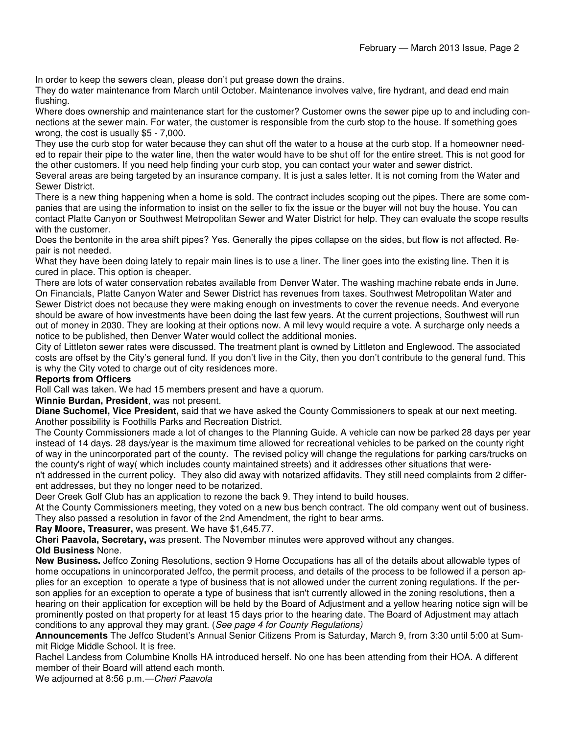In order to keep the sewers clean, please don't put grease down the drains.

They do water maintenance from March until October. Maintenance involves valve, fire hydrant, and dead end main flushing.

Where does ownership and maintenance start for the customer? Customer owns the sewer pipe up to and including connections at the sewer main. For water, the customer is responsible from the curb stop to the house. If something goes wrong, the cost is usually $5 - 7,000.

They use the curb stop for water because they can shut off the water to a house at the curb stop. If a homeowner needed to repair their pipe to the water line, then the water would have to be shut off for the entire street. This is not good for the other customers. If you need help finding your curb stop, you can contact your water and sewer district.

Several areas are being targeted by an insurance company. It is just a sales letter. It is not coming from the Water and Sewer District.

There is a new thing happening when a home is sold. The contract includes scoping out the pipes. There are some companies that are using the information to insist on the seller to fix the issue or the buyer will not buy the house. You can contact Platte Canyon or Southwest Metropolitan Sewer and Water District for help. They can evaluate the scope results with the customer.

Does the bentonite in the area shift pipes? Yes. Generally the pipes collapse on the sides, but flow is not affected. Repair is not needed.

What they have been doing lately to repair main lines is to use a liner. The liner goes into the existing line. Then it is cured in place. This option is cheaper.

There are lots of water conservation rebates available from Denver Water. The washing machine rebate ends in June.

On Financials, Platte Canyon Water and Sewer District has revenues from taxes. Southwest Metropolitan Water and Sewer District does not because they were making enough on investments to cover the revenue needs. And everyone should be aware of how investments have been doing the last few years. At the current projections, Southwest will run out of money in 2030. They are looking at their options now. A mil levy would require a vote. A surcharge only needs a notice to be published, then Denver Water would collect the additional monies.

City of Littleton sewer rates were discussed. The treatment plant is owned by Littleton and Englewood. The associated costs are offset by the City's general fund. If you don't live in the City, then you don't contribute to the general fund. This is why the City voted to charge out of city residences more.

**Reports from Officers**

Roll Call was taken. We had 15 members present and have a quorum.

**Winnie Burdan, President**, was not present.

**Diane Suchomel, Vice President,** said that we have asked the County Commissioners to speak at our next meeting. Another possibility is Foothills Parks and Recreation District.

The County Commissioners made a lot of changes to the Planning Guide. A vehicle can now be parked 28 days per year instead of 14 days. 28 days/year is the maximum time allowed for recreational vehicles to be parked on the county right of way in the unincorporated part of the county. The revised policy will change the regulations for parking cars/trucks on the county's right of way( which includes county maintained streets) and it addresses other situations that weren't addressed in the current policy. They also did away with notarized affidavits. They still need complaints from 2 different addresses, but they no longer need to be notarized.

Deer Creek Golf Club has an application to rezone the back 9. They intend to build houses.

At the County Commissioners meeting, they voted on a new bus bench contract. The old company went out of business. They also passed a resolution in favor of the 2nd Amendment, the right to bear arms.

**Ray Moore, Treasurer,** was present. We have $1,645.77.

**Cheri Paavola, Secretary,** was present. The November minutes were approved without any changes.

**Old Business** None.

**New Business.** Jeffco Zoning Resolutions, section 9 Home Occupations has all of the details about allowable types of home occupations in unincorporated Jeffco, the permit process, and details of the process to be followed if a person applies for an exception to operate a type of business that is not allowed under the current zoning regulations. If the person applies for an exception to operate a type of business that isn't currently allowed in the zoning resolutions, then a hearing on their application for exception will be held by the Board of Adjustment and a yellow hearing notice sign will be prominently posted on that property for at least 15 days prior to the hearing date. The Board of Adjustment may attach conditions to any approval they may grant. (*See page 4 for County Regulations)*

**Announcements** The Jeffco Student's Annual Senior Citizens Prom is Saturday, March 9, from 3:30 until 5:00 at Summit Ridge Middle School. It is free.

Rachel Landess from Columbine Knolls HA introduced herself. No one has been attending from their HOA. A different member of their Board will attend each month.

We adjourned at 8:56 p.m.—*Cheri Paavola*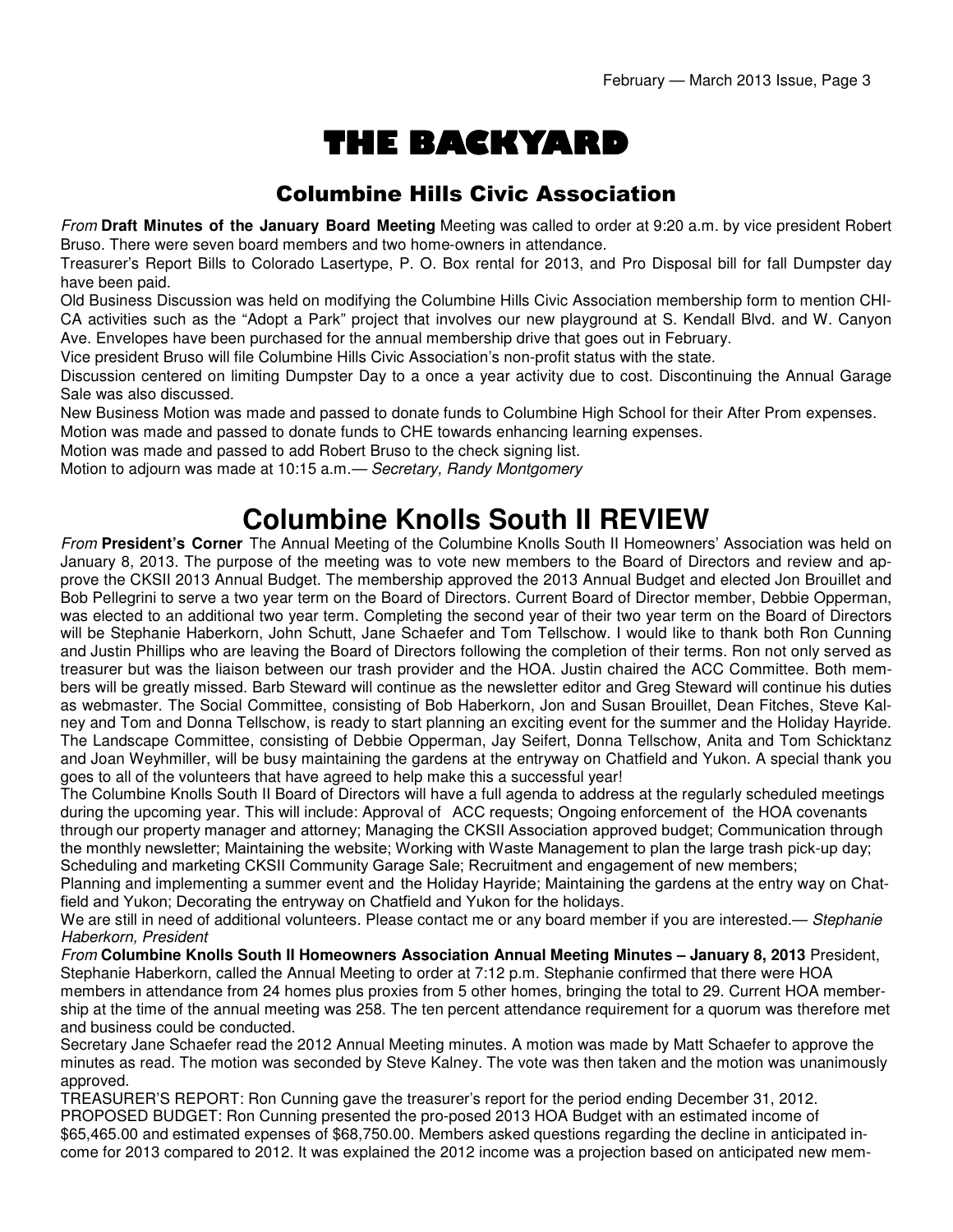# THE BACKYARD

## Columbine Hills Civic Association

*From* **Draft Minutes of the January Board Meeting** Meeting was called to order at 9:20 a.m. by vice president Robert Bruso. There were seven board members and two home-owners in attendance.

Treasurer's Report Bills to Colorado Lasertype, P. O. Box rental for 2013, and Pro Disposal bill for fall Dumpster day have been paid.

Old Business Discussion was held on modifying the Columbine Hills Civic Association membership form to mention CHICA activities such as the "Adopt a Park" project that involves our new playground at S. Kendall Blvd. and W. Canyon Ave. Envelopes have been purchased for the annual membership drive that goes out in February.

Vice president Bruso will file Columbine Hills Civic Association's non-profit status with the state.

Discussion centered on limiting Dumpster Day to a once a year activity due to cost. Discontinuing the Annual Garage Sale was also discussed.

New Business Motion was made and passed to donate funds to Columbine High School for their After Prom expenses.

Motion was made and passed to donate funds to CHE towards enhancing learning expenses.

Motion was made and passed to add Robert Bruso to the check signing list.

Motion to adjourn was made at 10:15 a.m.— *Secretary, Randy Montgomery*

# Columbine Knolls South II REVIEW

*From* **President's Corner** The Annual Meeting of the Columbine Knolls South II Homeowners' Association was held on January 8, 2013. The purpose of the meeting was to vote new members to the Board of Directors and review and approve the CKSII 2013 Annual Budget. The membership approved the 2013 Annual Budget and elected Jon Brouillet and Bob Pellegrini to serve a two year term on the Board of Directors. Current Board of Director member, Debbie Opperman, was elected to an additional two year term. Completing the second year of their two year term on the Board of Directors will be Stephanie Haberkorn, John Schutt, Jane Schaefer and Tom Tellschow. I would like to thank both Ron Cunning and Justin Phillips who are leaving the Board of Directors following the completion of their terms. Ron not only served as treasurer but was the liaison between our trash provider and the HOA. Justin chaired the ACC Committee. Both members will be greatly missed. Barb Steward will continue as the newsletter editor and Greg Steward will continue his duties as webmaster. The Social Committee, consisting of Bob Haberkorn, Jon and Susan Brouillet, Dean Fitches, Steve Kalney and Tom and Donna Tellschow, is ready to start planning an exciting event for the summer and the Holiday Hayride. The Landscape Committee, consisting of Debbie Opperman, Jay Seifert, Donna Tellschow, Anita and Tom Schicktanz and Joan Weyhmiller, will be busy maintaining the gardens at the entryway on Chatfield and Yukon. A special thank you goes to all of the volunteers that have agreed to help make this a successful year!

The Columbine Knolls South II Board of Directors will have a full agenda to address at the regularly scheduled meetings during the upcoming year. This will include: Approval of ACC requests; Ongoing enforcement of the HOA covenants through our property manager and attorney; Managing the CKSII Association approved budget; Communication through the monthly newsletter; Maintaining the website; Working with Waste Management to plan the large trash pick-up day; Scheduling and marketing CKSII Community Garage Sale; Recruitment and engagement of new members; Planning and implementing a summer event and the Holiday Hayride; Maintaining the gardens at the entry way on Chatfield and Yukon; Decorating the entryway on Chatfield and Yukon for the holidays.

We are still in need of additional volunteers. Please contact me or any board member if you are interested.— *Stephanie Haberkorn, President*

*From* **Columbine Knolls South II Homeowners Association Annual Meeting Minutes – January 8, 2013** President, Stephanie Haberkorn, called the Annual Meeting to order at 7:12 p.m. Stephanie confirmed that there were HOA members in attendance from 24 homes plus proxies from 5 other homes, bringing the total to 29. Current HOA membership at the time of the annual meeting was 258. The ten percent attendance requirement for a quorum was therefore met and business could be conducted.

Secretary Jane Schaefer read the 2012 Annual Meeting minutes. A motion was made by Matt Schaefer to approve the minutes as read. The motion was seconded by Steve Kalney. The vote was then taken and the motion was unanimously approved.

TREASURER'S REPORT: Ron Cunning gave the treasurer's report for the period ending December 31, 2012.

PROPOSED BUDGET: Ron Cunning presented the pro-posed 2013 HOA Budget with an estimated income of $65,465.00 and estimated expenses of $68,750.00. Members asked questions regarding the decline in anticipated income for 2013 compared to 2012. It was explained the 2012 income was a projection based on anticipated new mem-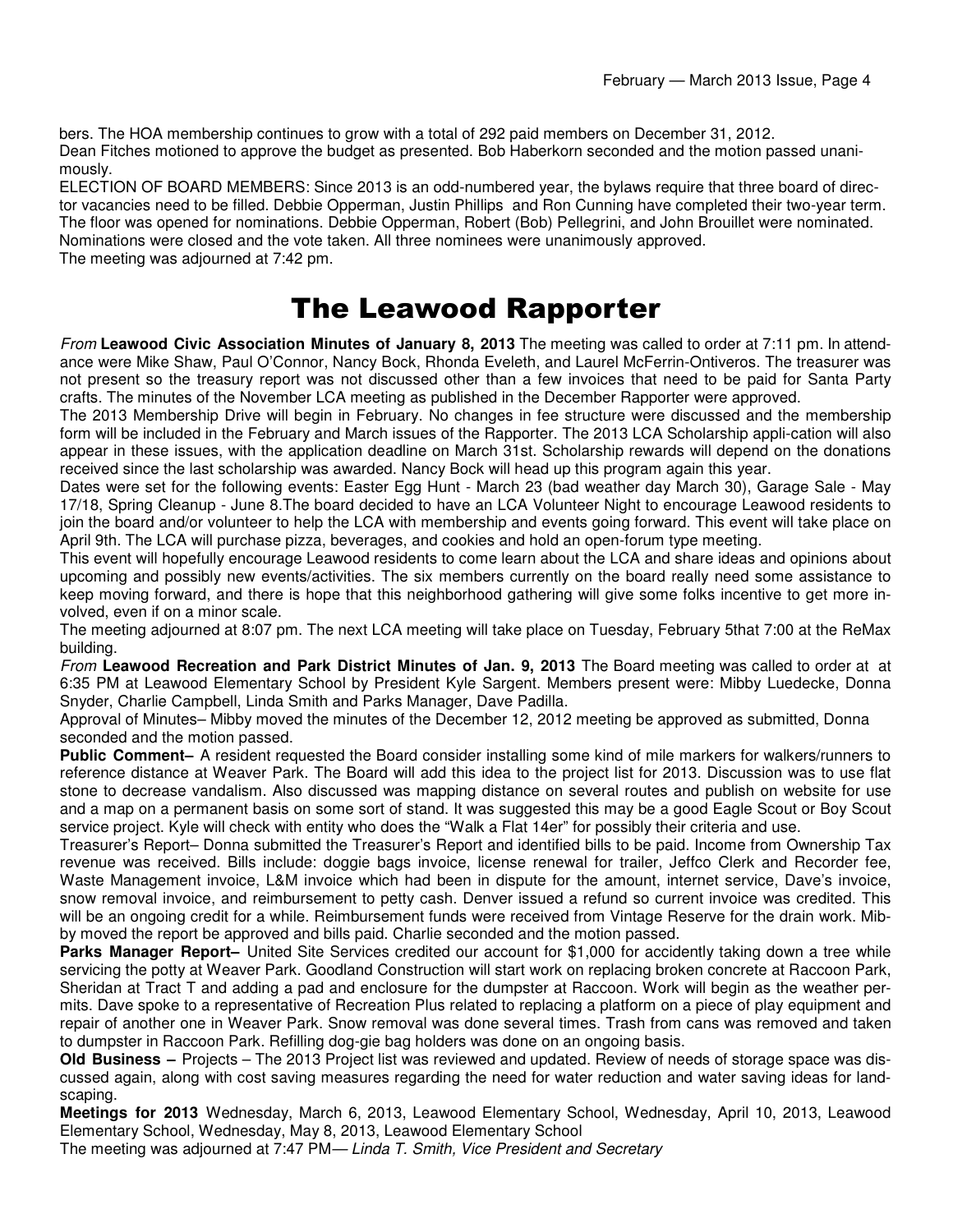bers. The HOA membership continues to grow with a total of 292 paid members on December 31, 2012.
Dean Fitches motioned to approve the budget as presented. Bob Haberkorn seconded and the motion passed unanimously.
ELECTION OF BOARD MEMBERS: Since 2013 is an odd-numbered year, the bylaws require that three board of director vacancies need to be filled. Debbie Opperman, Justin Phillips and Ron Cunning have completed their two-year term. The floor was opened for nominations. Debbie Opperman, Robert (Bob) Pellegrini, and John Brouillet were nominated. Nominations were closed and the vote taken. All three nominees were unanimously approved.
The meeting was adjourned at 7:42 pm.

# The Leawood Rapporter

*From* **Leawood Civic Association Minutes of January 8, 2013** The meeting was called to order at 7:11 pm. In attendance were Mike Shaw, Paul O'Connor, Nancy Bock, Rhonda Eveleth, and Laurel McFerrin-Ontiveros. The treasurer was not present so the treasury report was not discussed other than a few invoices that need to be paid for Santa Party crafts. The minutes of the November LCA meeting as published in the December Rapporter were approved.

The 2013 Membership Drive will begin in February. No changes in fee structure were discussed and the membership form will be included in the February and March issues of the Rapporter. The 2013 LCA Scholarship appli-cation will also appear in these issues, with the application deadline on March 31st. Scholarship rewards will depend on the donations received since the last scholarship was awarded. Nancy Bock will head up this program again this year.

Dates were set for the following events: Easter Egg Hunt - March 23 (bad weather day March 30), Garage Sale - May 17/18, Spring Cleanup - June 8.The board decided to have an LCA Volunteer Night to encourage Leawood residents to join the board and/or volunteer to help the LCA with membership and events going forward. This event will take place on April 9th. The LCA will purchase pizza, beverages, and cookies and hold an open-forum type meeting.

This event will hopefully encourage Leawood residents to come learn about the LCA and share ideas and opinions about upcoming and possibly new events/activities. The six members currently on the board really need some assistance to keep moving forward, and there is hope that this neighborhood gathering will give some folks incentive to get more involved, even if on a minor scale.

The meeting adjourned at 8:07 pm. The next LCA meeting will take place on Tuesday, February 5that 7:00 at the ReMax building.

*From* **Leawood Recreation and Park District Minutes of Jan. 9, 2013** The Board meeting was called to order at at 6:35 PM at Leawood Elementary School by President Kyle Sargent. Members present were: Mibby Luedecke, Donna Snyder, Charlie Campbell, Linda Smith and Parks Manager, Dave Padilla.

Approval of Minutes– Mibby moved the minutes of the December 12, 2012 meeting be approved as submitted, Donna seconded and the motion passed.

**Public Comment–** A resident requested the Board consider installing some kind of mile markers for walkers/runners to reference distance at Weaver Park. The Board will add this idea to the project list for 2013. Discussion was to use flat stone to decrease vandalism. Also discussed was mapping distance on several routes and publish on website for use and a map on a permanent basis on some sort of stand. It was suggested this may be a good Eagle Scout or Boy Scout service project. Kyle will check with entity who does the "Walk a Flat 14er" for possibly their criteria and use.

Treasurer's Report– Donna submitted the Treasurer's Report and identified bills to be paid. Income from Ownership Tax revenue was received. Bills include: doggie bags invoice, license renewal for trailer, Jeffco Clerk and Recorder fee, Waste Management invoice, L&M invoice which had been in dispute for the amount, internet service, Dave's invoice, snow removal invoice, and reimbursement to petty cash. Denver issued a refund so current invoice was credited. This will be an ongoing credit for a while. Reimbursement funds were received from Vintage Reserve for the drain work. Mibby moved the report be approved and bills paid. Charlie seconded and the motion passed.

**Parks Manager Report–** United Site Services credited our account for $1,000 for accidently taking down a tree while servicing the potty at Weaver Park. Goodland Construction will start work on replacing broken concrete at Raccoon Park, Sheridan at Tract T and adding a pad and enclosure for the dumpster at Raccoon. Work will begin as the weather permits. Dave spoke to a representative of Recreation Plus related to replacing a platform on a piece of play equipment and repair of another one in Weaver Park. Snow removal was done several times. Trash from cans was removed and taken to dumpster in Raccoon Park. Refilling dog-gie bag holders was done on an ongoing basis.

**Old Business –** Projects – The 2013 Project list was reviewed and updated. Review of needs of storage space was discussed again, along with cost saving measures regarding the need for water reduction and water saving ideas for landscaping.

**Meetings for 2013** Wednesday, March 6, 2013, Leawood Elementary School, Wednesday, April 10, 2013, Leawood Elementary School, Wednesday, May 8, 2013, Leawood Elementary School

The meeting was adjourned at 7:47 PM— *Linda T. Smith, Vice President and Secretary*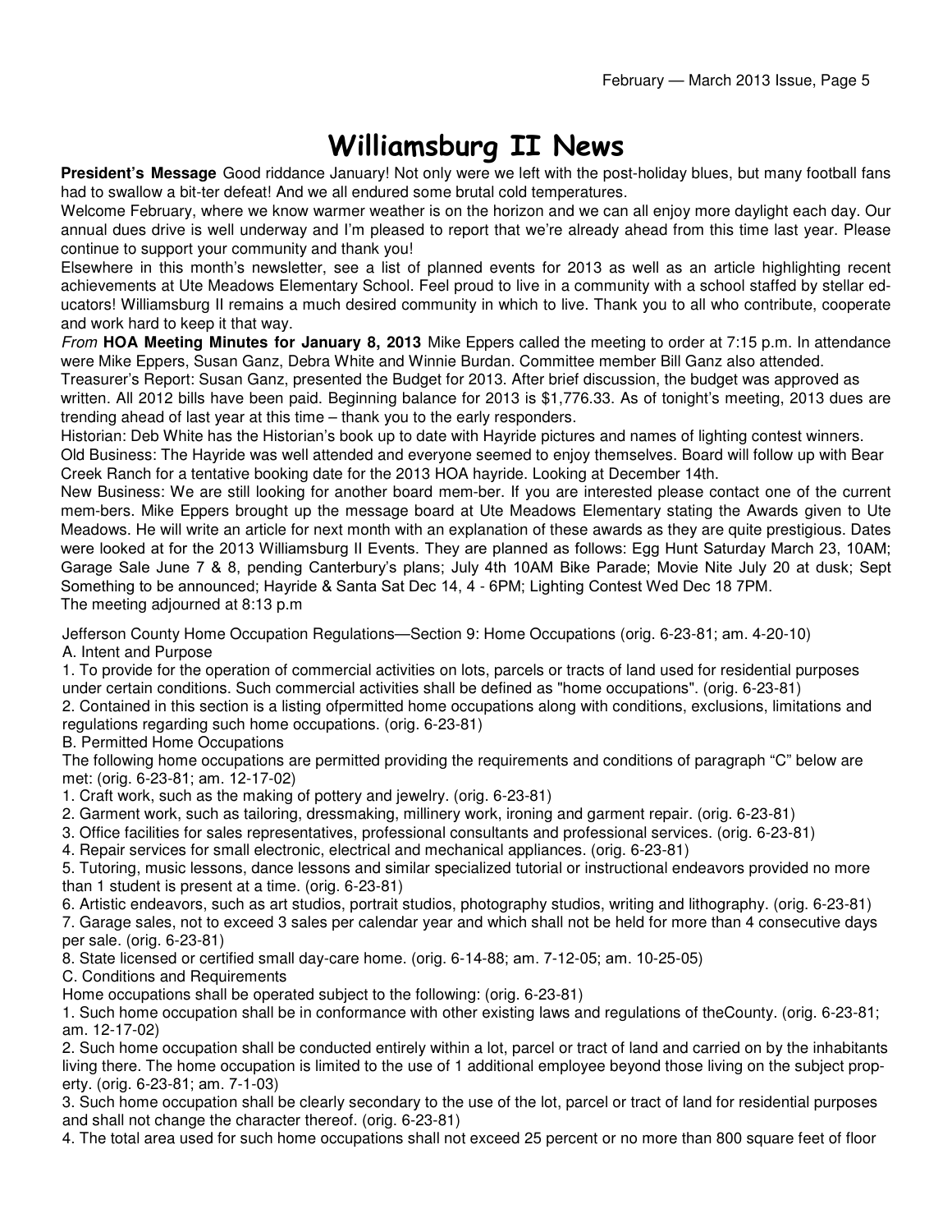# Williamsburg II News

**President's Message** Good riddance January! Not only were we left with the post-holiday blues, but many football fans had to swallow a bit-ter defeat! And we all endured some brutal cold temperatures.

Welcome February, where we know warmer weather is on the horizon and we can all enjoy more daylight each day. Our annual dues drive is well underway and I'm pleased to report that we're already ahead from this time last year. Please continue to support your community and thank you!

Elsewhere in this month's newsletter, see a list of planned events for 2013 as well as an article highlighting recent achievements at Ute Meadows Elementary School. Feel proud to live in a community with a school staffed by stellar ed-ucators! Williamsburg II remains a much desired community in which to live. Thank you to all who contribute, cooperate and work hard to keep it that way.

*From* **HOA Meeting Minutes for January 8, 2013** Mike Eppers called the meeting to order at 7:15 p.m. In attendance were Mike Eppers, Susan Ganz, Debra White and Winnie Burdan. Committee member Bill Ganz also attended.

Treasurer's Report: Susan Ganz, presented the Budget for 2013. After brief discussion, the budget was approved as written. All 2012 bills have been paid. Beginning balance for 2013 is $1,776.33. As of tonight's meeting, 2013 dues are trending ahead of last year at this time – thank you to the early responders.

Historian: Deb White has the Historian's book up to date with Hayride pictures and names of lighting contest winners.

Old Business: The Hayride was well attended and everyone seemed to enjoy themselves. Board will follow up with Bear Creek Ranch for a tentative booking date for the 2013 HOA hayride. Looking at December 14th.

New Business: We are still looking for another board mem-ber. If you are interested please contact one of the current mem-bers. Mike Eppers brought up the message board at Ute Meadows Elementary stating the Awards given to Ute Meadows. He will write an article for next month with an explanation of these awards as they are quite prestigious. Dates were looked at for the 2013 Williamsburg II Events. They are planned as follows: Egg Hunt Saturday March 23, 10AM; Garage Sale June 7 & 8, pending Canterbury's plans; July 4th 10AM Bike Parade; Movie Nite July 20 at dusk; Sept Something to be announced; Hayride & Santa Sat Dec 14, 4 - 6PM; Lighting Contest Wed Dec 18 7PM.

The meeting adjourned at 8:13 p.m

Jefferson County Home Occupation Regulations—Section 9: Home Occupations (orig. 6-23-81; am. 4-20-10)

A. Intent and Purpose

1. To provide for the operation of commercial activities on lots, parcels or tracts of land used for residential purposes under certain conditions. Such commercial activities shall be defined as "home occupations". (orig. 6-23-81)

2. Contained in this section is a listing ofpermitted home occupations along with conditions, exclusions, limitations and regulations regarding such home occupations. (orig. 6-23-81)

B. Permitted Home Occupations

The following home occupations are permitted providing the requirements and conditions of paragraph "C" below are met: (orig. 6-23-81; am. 12-17-02)

1. Craft work, such as the making of pottery and jewelry. (orig. 6-23-81)
2. Garment work, such as tailoring, dressmaking, millinery work, ironing and garment repair. (orig. 6-23-81)
3. Office facilities for sales representatives, professional consultants and professional services. (orig. 6-23-81)
4. Repair services for small electronic, electrical and mechanical appliances. (orig. 6-23-81)
5. Tutoring, music lessons, dance lessons and similar specialized tutorial or instructional endeavors provided no more than 1 student is present at a time. (orig. 6-23-81)
6. Artistic endeavors, such as art studios, portrait studios, photography studios, writing and lithography. (orig. 6-23-81)
7. Garage sales, not to exceed 3 sales per calendar year and which shall not be held for more than 4 consecutive days per sale. (orig. 6-23-81)
8. State licensed or certified small day-care home. (orig. 6-14-88; am. 7-12-05; am. 10-25-05)

C. Conditions and Requirements

Home occupations shall be operated subject to the following: (orig. 6-23-81)

1. Such home occupation shall be in conformance with other existing laws and regulations of theCounty. (orig. 6-23-81; am. 12-17-02)
2. Such home occupation shall be conducted entirely within a lot, parcel or tract of land and carried on by the inhabitants living there. The home occupation is limited to the use of 1 additional employee beyond those living on the subject prop-erty. (orig. 6-23-81; am. 7-1-03)
3. Such home occupation shall be clearly secondary to the use of the lot, parcel or tract of land for residential purposes and shall not change the character thereof. (orig. 6-23-81)
4. The total area used for such home occupations shall not exceed 25 percent or no more than 800 square feet of floor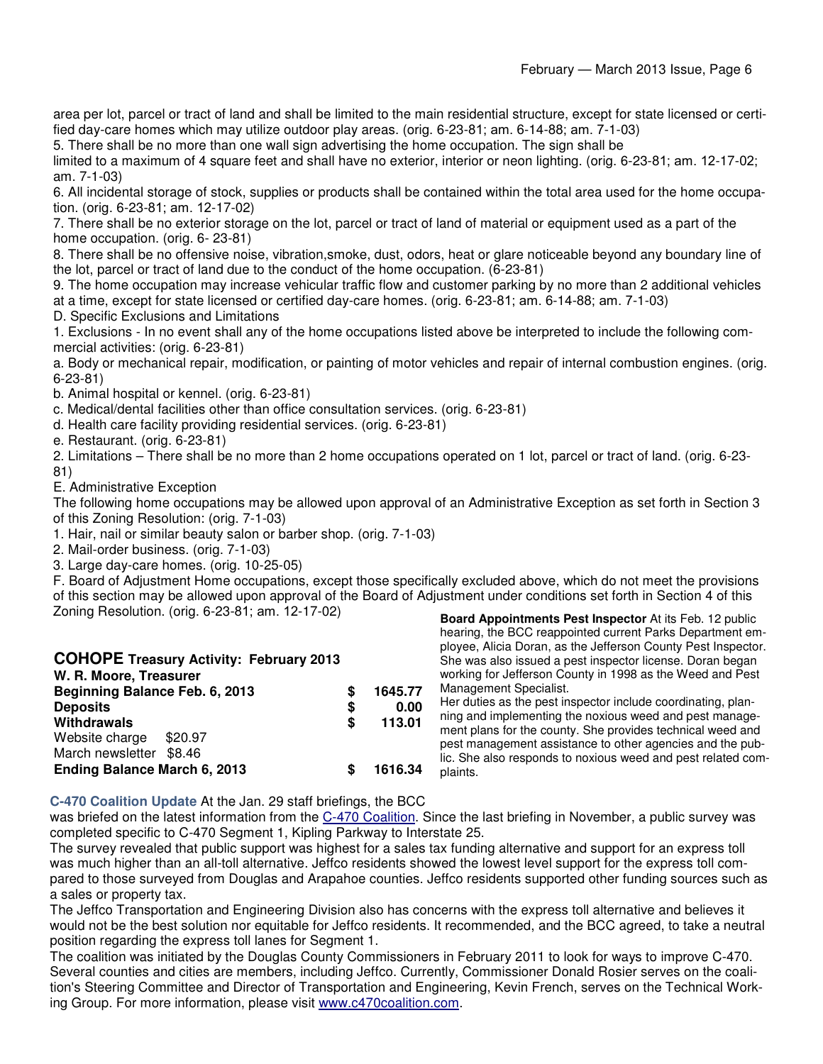area per lot, parcel or tract of land and shall be limited to the main residential structure, except for state licensed or certified day-care homes which may utilize outdoor play areas. (orig. 6-23-81; am. 6-14-88; am. 7-1-03)

5. There shall be no more than one wall sign advertising the home occupation. The sign shall be limited to a maximum of 4 square feet and shall have no exterior, interior or neon lighting. (orig. 6-23-81; am. 12-17-02; am. 7-1-03)

6. All incidental storage of stock, supplies or products shall be contained within the total area used for the home occupation. (orig. 6-23-81; am. 12-17-02)

7. There shall be no exterior storage on the lot, parcel or tract of land of material or equipment used as a part of the home occupation. (orig. 6- 23-81)

8. There shall be no offensive noise, vibration,smoke, dust, odors, heat or glare noticeable beyond any boundary line of the lot, parcel or tract of land due to the conduct of the home occupation. (6-23-81)

9. The home occupation may increase vehicular traffic flow and customer parking by no more than 2 additional vehicles at a time, except for state licensed or certified day-care homes. (orig. 6-23-81; am. 6-14-88; am. 7-1-03)

D. Specific Exclusions and Limitations

1. Exclusions - In no event shall any of the home occupations listed above be interpreted to include the following commercial activities: (orig. 6-23-81)

a. Body or mechanical repair, modification, or painting of motor vehicles and repair of internal combustion engines. (orig. 6-23-81)

b. Animal hospital or kennel. (orig. 6-23-81)

c. Medical/dental facilities other than office consultation services. (orig. 6-23-81)

d. Health care facility providing residential services. (orig. 6-23-81)

e. Restaurant. (orig. 6-23-81)

2. Limitations – There shall be no more than 2 home occupations operated on 1 lot, parcel or tract of land. (orig. 6-23-81)

E. Administrative Exception

The following home occupations may be allowed upon approval of an Administrative Exception as set forth in Section 3 of this Zoning Resolution: (orig. 7-1-03)

1. Hair, nail or similar beauty salon or barber shop. (orig. 7-1-03)

2. Mail-order business. (orig. 7-1-03)

3. Large day-care homes. (orig. 10-25-05)

F. Board of Adjustment Home occupations, except those specifically excluded above, which do not meet the provisions of this section may be allowed upon approval of the Board of Adjustment under conditions set forth in Section 4 of this Zoning Resolution. (orig. 6-23-81; am. 12-17-02)

## COHOPE Treasury Activity: February 2013

**W. R. Moore, Treasurer**

| | | |
|---|---|---|
| **Beginning Balance Feb. 6, 2013** | **$** | **1645.77** |
| **Deposits** | **$** | **0.00** |
| **Withdrawals** | **$** | **113.01** |
| Website charge $20.97 | | |
| March newsletter $8.46 | | |
| **Ending Balance March 6, 2013** | **$** | **1616.34** |

**Board Appointments Pest Inspector** At its Feb. 12 public hearing, the BCC reappointed current Parks Department employee, Alicia Doran, as the Jefferson County Pest Inspector. She was also issued a pest inspector license. Doran began working for Jefferson County in 1998 as the Weed and Pest Management Specialist.

Her duties as the pest inspector include coordinating, planning and implementing the noxious weed and pest management plans for the county. She provides technical weed and pest management assistance to other agencies and the public. She also responds to noxious weed and pest related complaints.

**C-470 Coalition Update** At the Jan. 29 staff briefings, the BCC was briefed on the latest information from the C-470 Coalition. Since the last briefing in November, a public survey was completed specific to C-470 Segment 1, Kipling Parkway to Interstate 25.

The survey revealed that public support was highest for a sales tax funding alternative and support for an express toll was much higher than an all-toll alternative. Jeffco residents showed the lowest level support for the express toll compared to those surveyed from Douglas and Arapahoe counties. Jeffco residents supported other funding sources such as a sales or property tax.

The Jeffco Transportation and Engineering Division also has concerns with the express toll alternative and believes it would not be the best solution nor equitable for Jeffco residents. It recommended, and the BCC agreed, to take a neutral position regarding the express toll lanes for Segment 1.

The coalition was initiated by the Douglas County Commissioners in February 2011 to look for ways to improve C-470. Several counties and cities are members, including Jeffco. Currently, Commissioner Donald Rosier serves on the coalition's Steering Committee and Director of Transportation and Engineering, Kevin French, serves on the Technical Working Group. For more information, please visit www.c470coalition.com.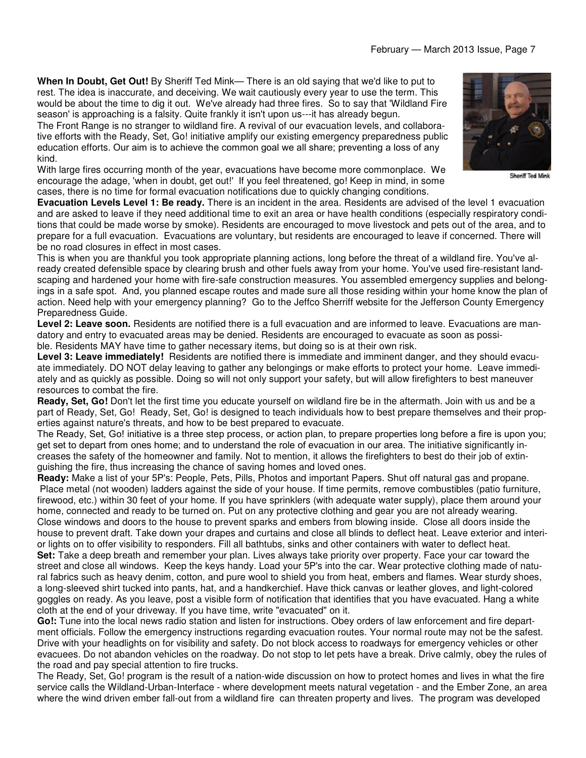**When In Doubt, Get Out!** By Sheriff Ted Mink— There is an old saying that we'd like to put to rest. The idea is inaccurate, and deceiving. We wait cautiously every year to use the term. This would be about the time to dig it out. We've already had three fires. So to say that 'Wildland Fire season' is approaching is a falsity. Quite frankly it isn't upon us---it has already begun.

The Front Range is no stranger to wildland fire. A revival of our evacuation levels, and collaborative efforts with the Ready, Set, Go! initiative amplify our existing emergency preparedness public education efforts. Our aim is to achieve the common goal we all share; preventing a loss of any kind.

With large fires occurring month of the year, evacuations have become more commonplace. We encourage the adage, 'when in doubt, get out!' If you feel threatened, go! Keep in mind, in some cases, there is no time for formal evacuation notifications due to quickly changing conditions.

Sheriff Ted Mink

**Evacuation Levels Level 1: Be ready.** There is an incident in the area. Residents are advised of the level 1 evacuation and are asked to leave if they need additional time to exit an area or have health conditions (especially respiratory conditions that could be made worse by smoke). Residents are encouraged to move livestock and pets out of the area, and to prepare for a full evacuation. Evacuations are voluntary, but residents are encouraged to leave if concerned. There will be no road closures in effect in most cases.

This is when you are thankful you took appropriate planning actions, long before the threat of a wildland fire. You've already created defensible space by clearing brush and other fuels away from your home. You've used fire-resistant landscaping and hardened your home with fire-safe construction measures. You assembled emergency supplies and belongings in a safe spot. And, you planned escape routes and made sure all those residing within your home know the plan of action. Need help with your emergency planning? Go to the Jeffco Sherriff website for the Jefferson County Emergency Preparedness Guide.

**Level 2: Leave soon.** Residents are notified there is a full evacuation and are informed to leave. Evacuations are mandatory and entry to evacuated areas may be denied. Residents are encouraged to evacuate as soon as possible. Residents MAY have time to gather necessary items, but doing so is at their own risk.

**Level 3: Leave immediately!** Residents are notified there is immediate and imminent danger, and they should evacuate immediately. DO NOT delay leaving to gather any belongings or make efforts to protect your home. Leave immediately and as quickly as possible. Doing so will not only support your safety, but will allow firefighters to best maneuver resources to combat the fire.

**Ready, Set, Go!** Don't let the first time you educate yourself on wildland fire be in the aftermath. Join with us and be a part of Ready, Set, Go! Ready, Set, Go! is designed to teach individuals how to best prepare themselves and their properties against nature's threats, and how to be best prepared to evacuate.

The Ready, Set, Go! initiative is a three step process, or action plan, to prepare properties long before a fire is upon you; get set to depart from ones home; and to understand the role of evacuation in our area. The initiative significantly increases the safety of the homeowner and family. Not to mention, it allows the firefighters to best do their job of extinguishing the fire, thus increasing the chance of saving homes and loved ones.

**Ready:** Make a list of your 5P's: People, Pets, Pills, Photos and important Papers. Shut off natural gas and propane. Place metal (not wooden) ladders against the side of your house. If time permits, remove combustibles (patio furniture, firewood, etc.) within 30 feet of your home. If you have sprinklers (with adequate water supply), place them around your home, connected and ready to be turned on. Put on any protective clothing and gear you are not already wearing. Close windows and doors to the house to prevent sparks and embers from blowing inside. Close all doors inside the house to prevent draft. Take down your drapes and curtains and close all blinds to deflect heat. Leave exterior and interior lights on to offer visibility to responders. Fill all bathtubs, sinks and other containers with water to deflect heat.

**Set:** Take a deep breath and remember your plan. Lives always take priority over property. Face your car toward the street and close all windows. Keep the keys handy. Load your 5P's into the car. Wear protective clothing made of natural fabrics such as heavy denim, cotton, and pure wool to shield you from heat, embers and flames. Wear sturdy shoes, a long-sleeved shirt tucked into pants, hat, and a handkerchief. Have thick canvas or leather gloves, and light-colored goggles on ready. As you leave, post a visible form of notification that identifies that you have evacuated. Hang a white cloth at the end of your driveway. If you have time, write "evacuated" on it.

**Go!:** Tune into the local news radio station and listen for instructions. Obey orders of law enforcement and fire department officials. Follow the emergency instructions regarding evacuation routes. Your normal route may not be the safest. Drive with your headlights on for visibility and safety. Do not block access to roadways for emergency vehicles or other evacuees. Do not abandon vehicles on the roadway. Do not stop to let pets have a break. Drive calmly, obey the rules of the road and pay special attention to fire trucks.

The Ready, Set, Go! program is the result of a nation-wide discussion on how to protect homes and lives in what the fire service calls the Wildland-Urban-Interface - where development meets natural vegetation - and the Ember Zone, an area where the wind driven ember fall-out from a wildland fire can threaten property and lives. The program was developed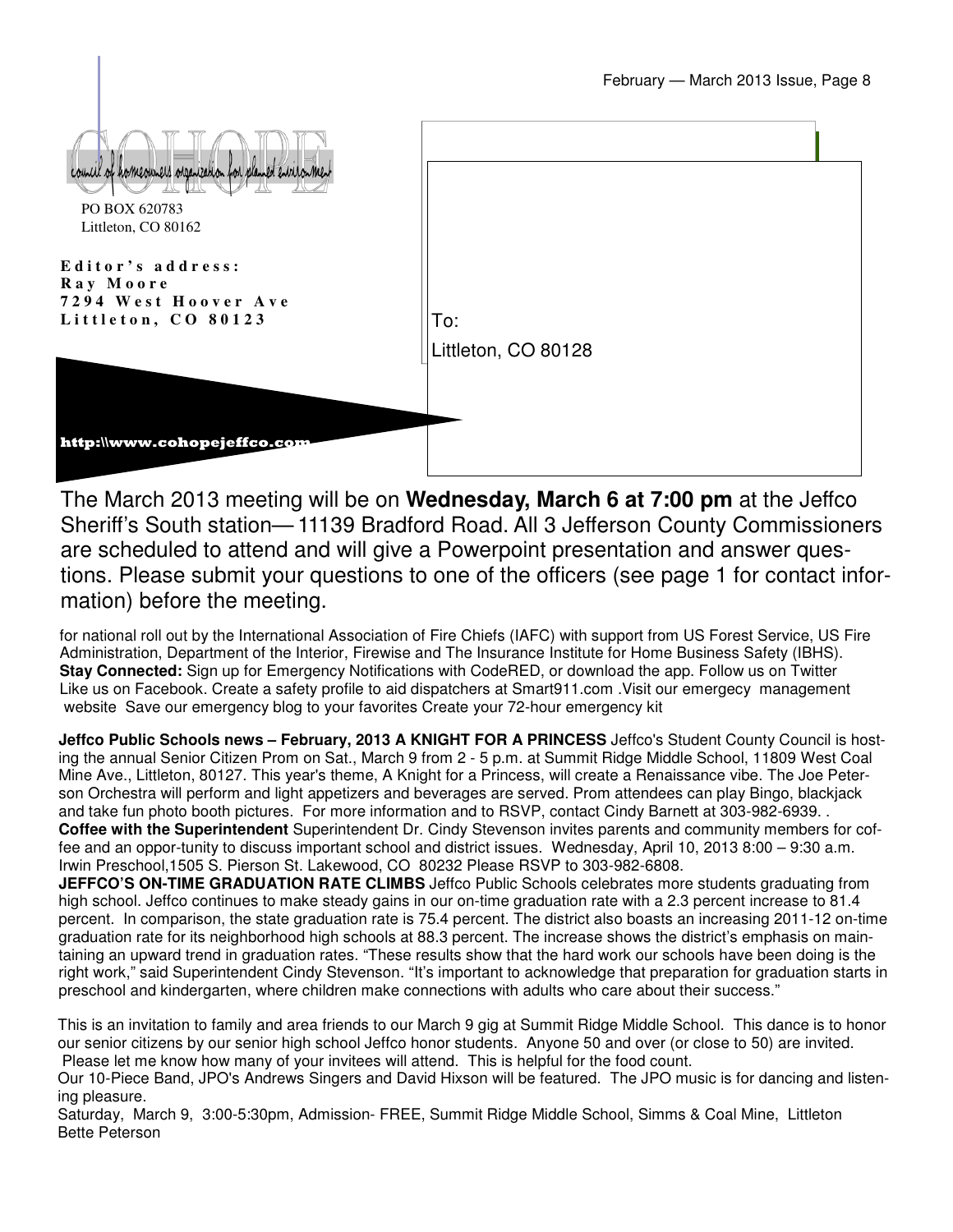COHOPE

council of homeowners organization for planned environment

PO BOX 620783
Littleton, CO 80162

**Editor's address:**
**Ray Moore**
**7294 West Hoover Ave**
**Littleton, CO 80123**

**http:\\www.cohopejeffco.com**

To:

Littleton, CO 80128

The March 2013 meeting will be on **Wednesday, March 6 at 7:00 pm** at the Jeffco Sheriff's South station— 11139 Bradford Road. All 3 Jefferson County Commissioners are scheduled to attend and will give a Powerpoint presentation and answer questions. Please submit your questions to one of the officers (see page 1 for contact information) before the meeting.

for national roll out by the International Association of Fire Chiefs (IAFC) with support from US Forest Service, US Fire Administration, Department of the Interior, Firewise and The Insurance Institute for Home Business Safety (IBHS). **Stay Connected:** Sign up for Emergency Notifications with CodeRED, or download the app. Follow us on Twitter Like us on Facebook. Create a safety profile to aid dispatchers at Smart911.com .Visit our emergecy management website Save our emergency blog to your favorites Create your 72-hour emergency kit

**Jeffco Public Schools news – February, 2013 A KNIGHT FOR A PRINCESS** Jeffco's Student County Council is hosting the annual Senior Citizen Prom on Sat., March 9 from 2 - 5 p.m. at Summit Ridge Middle School, 11809 West Coal Mine Ave., Littleton, 80127. This year's theme, A Knight for a Princess, will create a Renaissance vibe. The Joe Peterson Orchestra will perform and light appetizers and beverages are served. Prom attendees can play Bingo, blackjack and take fun photo booth pictures. For more information and to RSVP, contact Cindy Barnett at 303-982-6939. .
**Coffee with the Superintendent** Superintendent Dr. Cindy Stevenson invites parents and community members for coffee and an oppor-tunity to discuss important school and district issues. Wednesday, April 10, 2013 8:00 – 9:30 a.m. Irwin Preschool,1505 S. Pierson St. Lakewood, CO 80232 Please RSVP to 303-982-6808.
**JEFFCO'S ON-TIME GRADUATION RATE CLIMBS** Jeffco Public Schools celebrates more students graduating from high school. Jeffco continues to make steady gains in our on-time graduation rate with a 2.3 percent increase to 81.4 percent. In comparison, the state graduation rate is 75.4 percent. The district also boasts an increasing 2011-12 on-time graduation rate for its neighborhood high schools at 88.3 percent. The increase shows the district's emphasis on maintaining an upward trend in graduation rates. "These results show that the hard work our schools have been doing is the right work," said Superintendent Cindy Stevenson. "It's important to acknowledge that preparation for graduation starts in preschool and kindergarten, where children make connections with adults who care about their success."

This is an invitation to family and area friends to our March 9 gig at Summit Ridge Middle School. This dance is to honor our senior citizens by our senior high school Jeffco honor students. Anyone 50 and over (or close to 50) are invited. Please let me know how many of your invitees will attend. This is helpful for the food count.
Our 10-Piece Band, JPO's Andrews Singers and David Hixson will be featured. The JPO music is for dancing and listening pleasure.
Saturday, March 9, 3:00-5:30pm, Admission- FREE, Summit Ridge Middle School, Simms & Coal Mine, Littleton
Bette Peterson